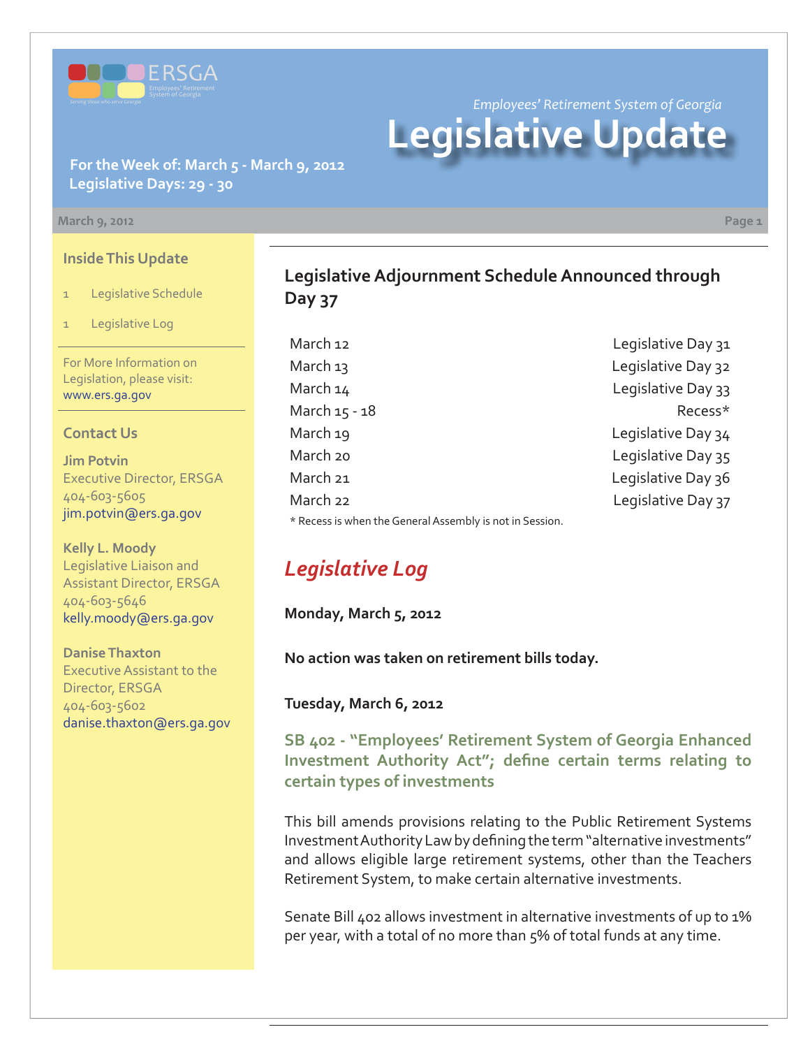ERSGA

Employees' Retirement System of Georgia

Serving those who serve Georgia

*Employees' Retirement System of Georgia*

# Legislative Update

**For the Week of: March 5 - March 9, 2012**
**Legislative Days: 29 - 30**

March 9, 2012

### Inside This Update

1 Legislative Schedule

1 Legislative Log

For More Information on Legislation, please visit: www.ers.ga.gov

### Contact Us

**Jim Potvin**
Executive Director, ERSGA
404-603-5605
jim.potvin@ers.ga.gov

**Kelly L. Moody**
Legislative Liaison and Assistant Director, ERSGA
404-603-5646
kelly.moody@ers.ga.gov

**Danise Thaxton**
Executive Assistant to the Director, ERSGA
404-603-5602
danise.thaxton@ers.ga.gov

## Legislative Adjournment Schedule Announced through Day 37

| | |
|---|---|
| March 12 | Legislative Day 31 |
| March 13 | Legislative Day 32 |
| March 14 | Legislative Day 33 |
| March 15 - 18 | Recess* |
| March 19 | Legislative Day 34 |
| March 20 | Legislative Day 35 |
| March 21 | Legislative Day 36 |
| March 22 | Legislative Day 37 |

\* Recess is when the General Assembly is not in Session.

## *Legislative Log*

**Monday, March 5, 2012**

**No action was taken on retirement bills today.**

**Tuesday, March 6, 2012**

### SB 402 - "Employees' Retirement System of Georgia Enhanced Investment Authority Act"; define certain terms relating to certain types of investments

This bill amends provisions relating to the Public Retirement Systems Investment Authority Law by defining the term "alternative investments" and allows eligible large retirement systems, other than the Teachers Retirement System, to make certain alternative investments.

Senate Bill 402 allows investment in alternative investments of up to 1% per year, with a total of no more than 5% of total funds at any time.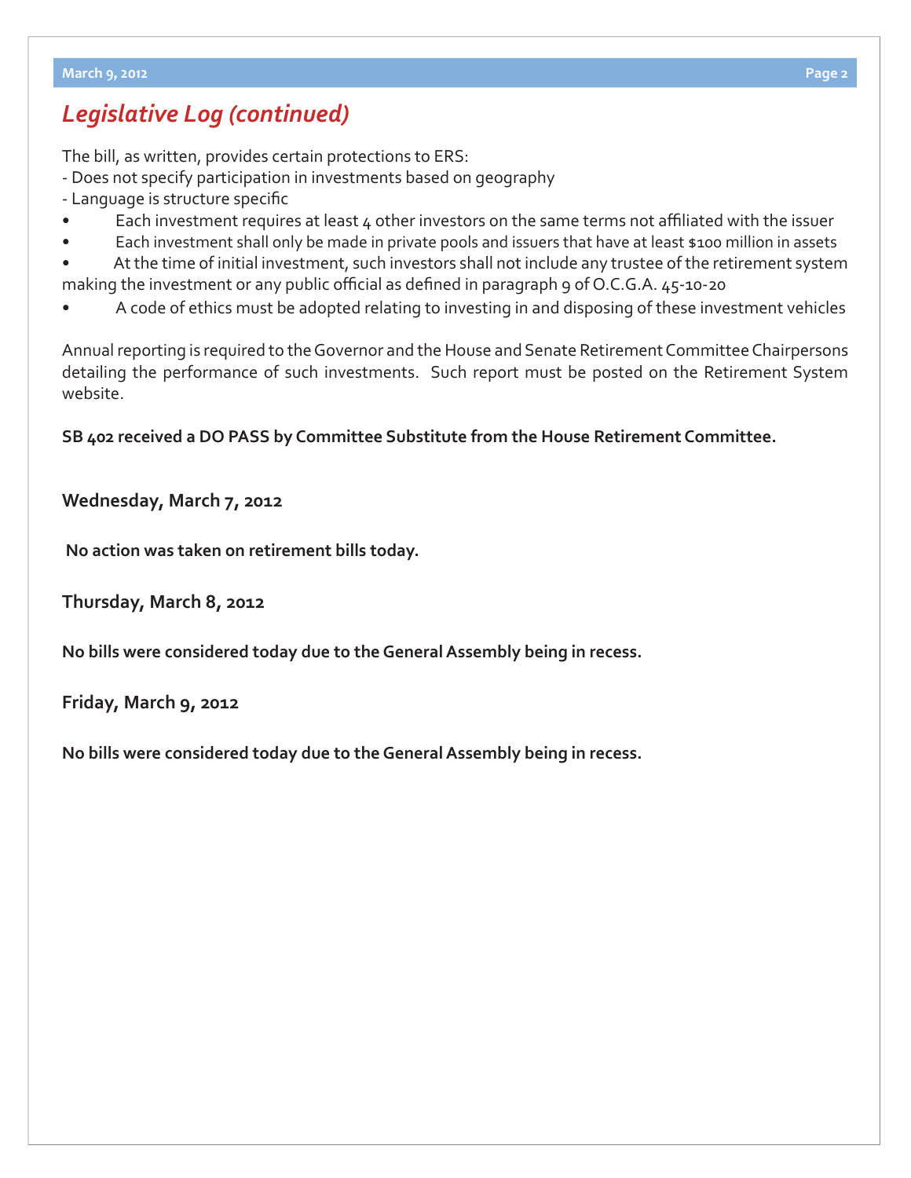## *Legislative Log (continued)*

The bill, as written, provides certain protections to ERS:
- Does not specify participation in investments based on geography
- Language is structure specific

- Each investment requires at least 4 other investors on the same terms not affiliated with the issuer
- Each investment shall only be made in private pools and issuers that have at least $100 million in assets
- At the time of initial investment, such investors shall not include any trustee of the retirement system making the investment or any public official as defined in paragraph 9 of O.C.G.A. 45-10-20
- A code of ethics must be adopted relating to investing in and disposing of these investment vehicles

Annual reporting is required to the Governor and the House and Senate Retirement Committee Chairpersons detailing the performance of such investments. Such report must be posted on the Retirement System website.

**SB 402 received a DO PASS by Committee Substitute from the House Retirement Committee.**

**Wednesday, March 7, 2012**

**No action was taken on retirement bills today.**

**Thursday, March 8, 2012**

**No bills were considered today due to the General Assembly being in recess.**

**Friday, March 9, 2012**

**No bills were considered today due to the General Assembly being in recess.**